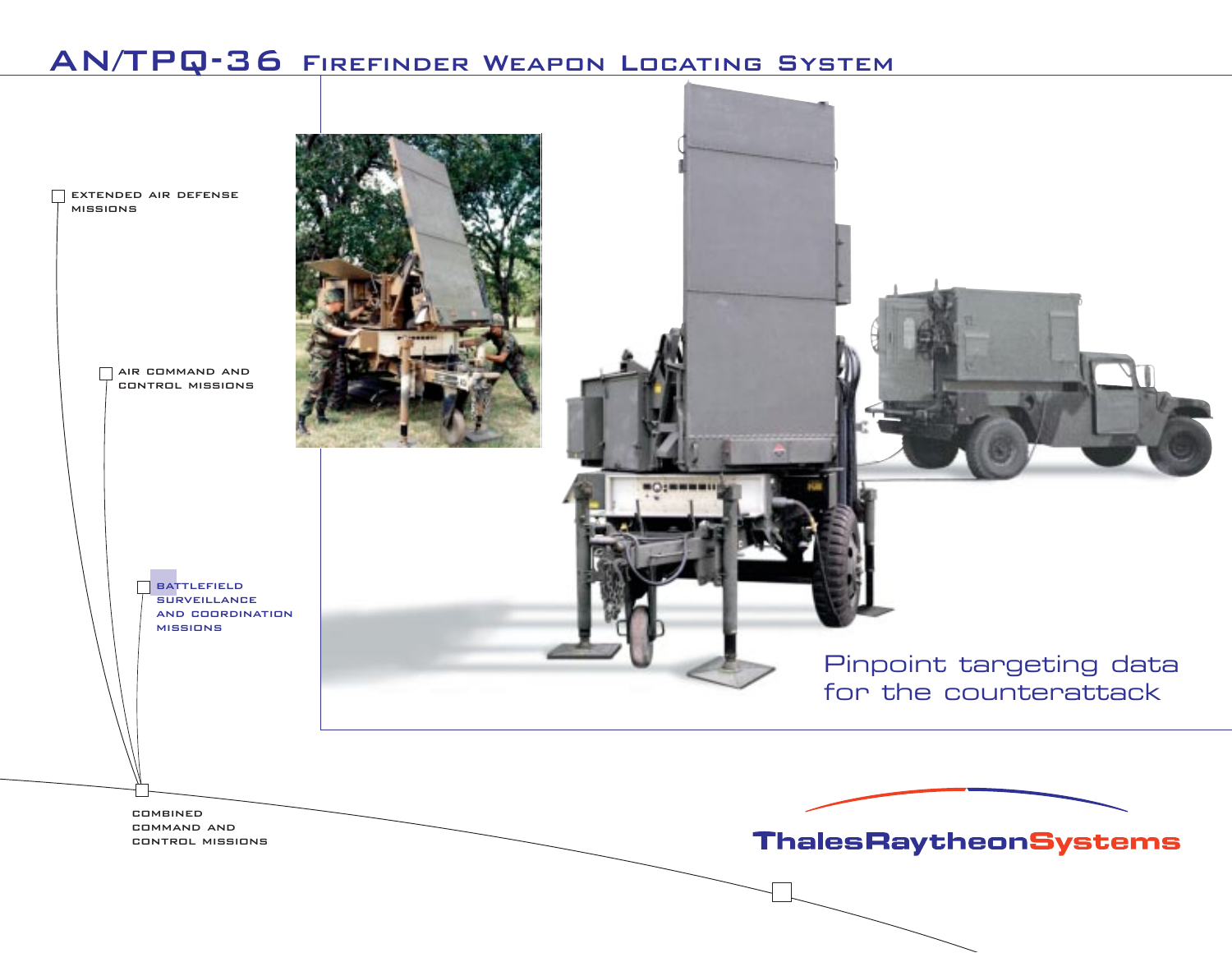# AN/TPQ-36 Firefinder Weapon Locating System

EXTENDED AIR DEFENSE MISSIONS

AIR COMMAND AND CONTROL MISSIONS

BATTLEFIELD SURVEILLANCE AND COORDINATION MISSIONS

COMBINED COMMAND AND CONTROL MISSIONS

## Pinpoint targeting data for the counterattack

ThalesRaytheonSystems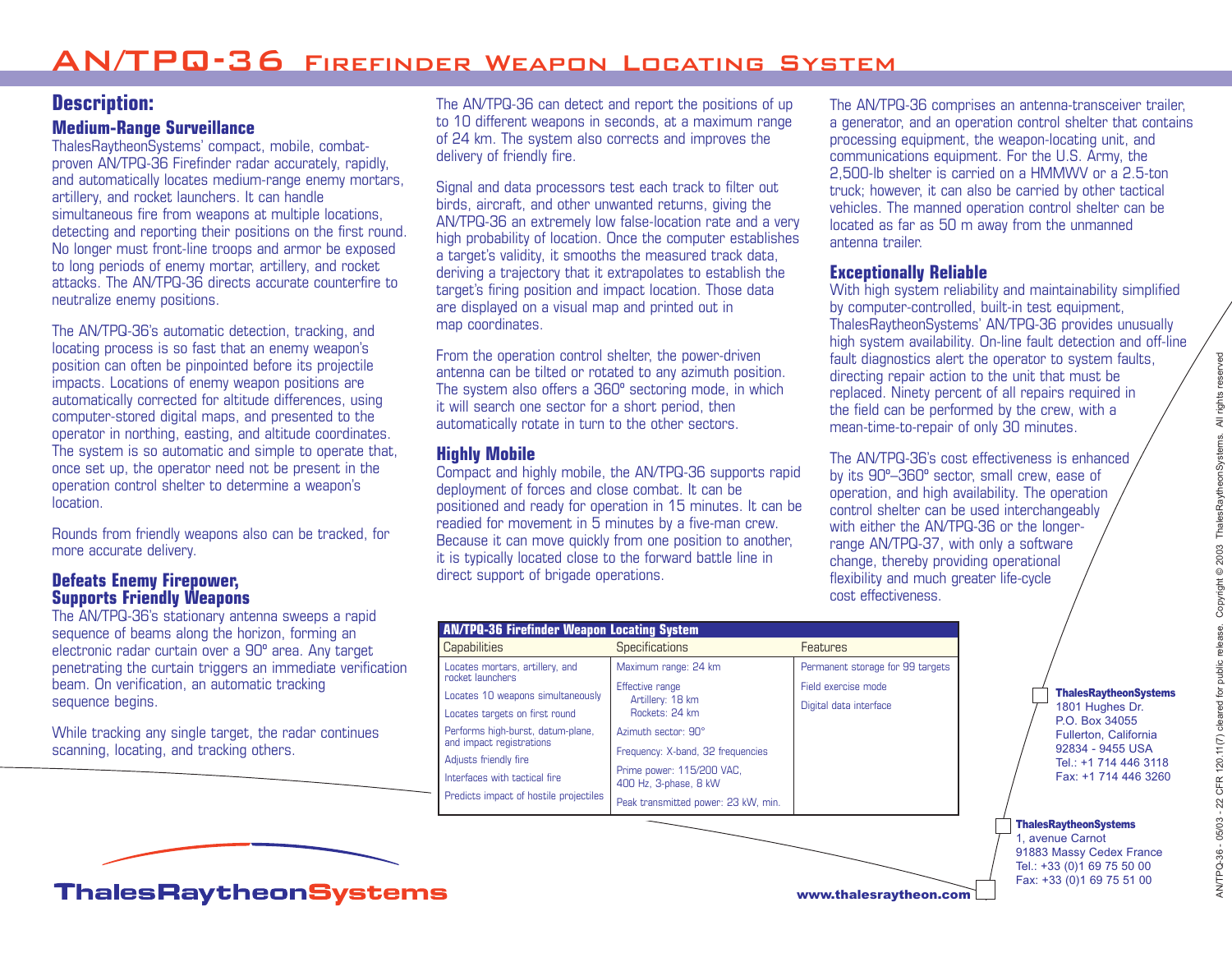# AN/TPQ-36 Firefinder Weapon Locating System

## Description:

### Medium-Range Surveillance

ThalesRaytheonSystems' compact, mobile, combat-proven AN/TPQ-36 Firefinder radar accurately, rapidly, and automatically locates medium-range enemy mortars, artillery, and rocket launchers. It can handle simultaneous fire from weapons at multiple locations, detecting and reporting their positions on the first round. No longer must front-line troops and armor be exposed to long periods of enemy mortar, artillery, and rocket attacks. The AN/TPQ-36 directs accurate counterfire to neutralize enemy positions.

The AN/TPQ-36's automatic detection, tracking, and locating process is so fast that an enemy weapon's position can often be pinpointed before its projectile impacts. Locations of enemy weapon positions are automatically corrected for altitude differences, using computer-stored digital maps, and presented to the operator in northing, easting, and altitude coordinates. The system is so automatic and simple to operate that, once set up, the operator need not be present in the operation control shelter to determine a weapon's location.

Rounds from friendly weapons also can be tracked, for more accurate delivery.

### Defeats Enemy Firepower, Supports Friendly Weapons

The AN/TPQ-36's stationary antenna sweeps a rapid sequence of beams along the horizon, forming an electronic radar curtain over a 90° area. Any target penetrating the curtain triggers an immediate verification beam. On verification, an automatic tracking sequence begins.

While tracking any single target, the radar continues scanning, locating, and tracking others.

The AN/TPQ-36 can detect and report the positions of up to 10 different weapons in seconds, at a maximum range of 24 km. The system also corrects and improves the delivery of friendly fire.

Signal and data processors test each track to filter out birds, aircraft, and other unwanted returns, giving the AN/TPQ-36 an extremely low false-location rate and a very high probability of location. Once the computer establishes a target's validity, it smooths the measured track data, deriving a trajectory that it extrapolates to establish the target's firing position and impact location. Those data are displayed on a visual map and printed out in map coordinates.

From the operation control shelter, the power-driven antenna can be tilted or rotated to any azimuth position. The system also offers a 360° sectoring mode, in which it will search one sector for a short period, then automatically rotate in turn to the other sectors.

### Highly Mobile

Compact and highly mobile, the AN/TPQ-36 supports rapid deployment of forces and close combat. It can be positioned and ready for operation in 15 minutes. It can be readied for movement in 5 minutes by a five-man crew. Because it can move quickly from one position to another, it is typically located close to the forward battle line in direct support of brigade operations.

The AN/TPQ-36 comprises an antenna-transceiver trailer, a generator, and an operation control shelter that contains processing equipment, the weapon-locating unit, and communications equipment. For the U.S. Army, the 2,500-lb shelter is carried on a HMMWV or a 2.5-ton truck; however, it can also be carried by other tactical vehicles. The manned operation control shelter can be located as far as 50 m away from the unmanned antenna trailer.

### Exceptionally Reliable

With high system reliability and maintainability simplified by computer-controlled, built-in test equipment, ThalesRaytheonSystems' AN/TPQ-36 provides unusually high system availability. On-line fault detection and off-line fault diagnostics alert the operator to system faults, directing repair action to the unit that must be replaced. Ninety percent of all repairs required in the field can be performed by the crew, with a mean-time-to-repair of only 30 minutes.

The AN/TPQ-36's cost effectiveness is enhanced by its 90°–360° sector, small crew, ease of operation, and high availability. The operation control shelter can be used interchangeably with either the AN/TPQ-36 or the longer-range AN/TPQ-37, with only a software change, thereby providing operational flexibility and much greater life-cycle cost effectiveness.

**AN/TPQ-36 Firefinder Weapon Locating System**

| Capabilities | Specifications | Features |
|---|---|---|
| Locates mortars, artillery, and rocket launchers | Maximum range: 24 km | Permanent storage for 99 targets |
| Locates 10 weapons simultaneously | Effective range<br>Artillery: 18 km<br>Rockets: 24 km | Field exercise mode |
| Locates targets on first round | Azimuth sector: 90° | Digital data interface |
| Performs high-burst, datum-plane, and impact registrations | Frequency: X-band, 32 frequencies | |
| Adjusts friendly fire | Prime power: 115/200 VAC, 400 Hz, 3-phase, 8 kW | |
| Interfaces with tactical fire | Peak transmitted power: 23 kW, min. | |
| Predicts impact of hostile projectiles | | |

**ThalesRaytheonSystems**
1801 Hughes Dr.
P.O. Box 34055
Fullerton, California
92834 - 9455 USA
Tel.: +1 714 446 3118
Fax: +1 714 446 3260

**ThalesRaytheonSystems**
1, avenue Carnot
91883 Massy Cedex France
Tel.: +33 (0)1 69 75 50 00
Fax: +33 (0)1 69 75 51 00

ThalesRaytheonSystems

www.thalesraytheon.com

AN/TPQ-36 - 05/03 - 22 CFR 120.11(7) cleared for public release. Copyright © 2003 ThalesRaytheonSystems. All rights reserved